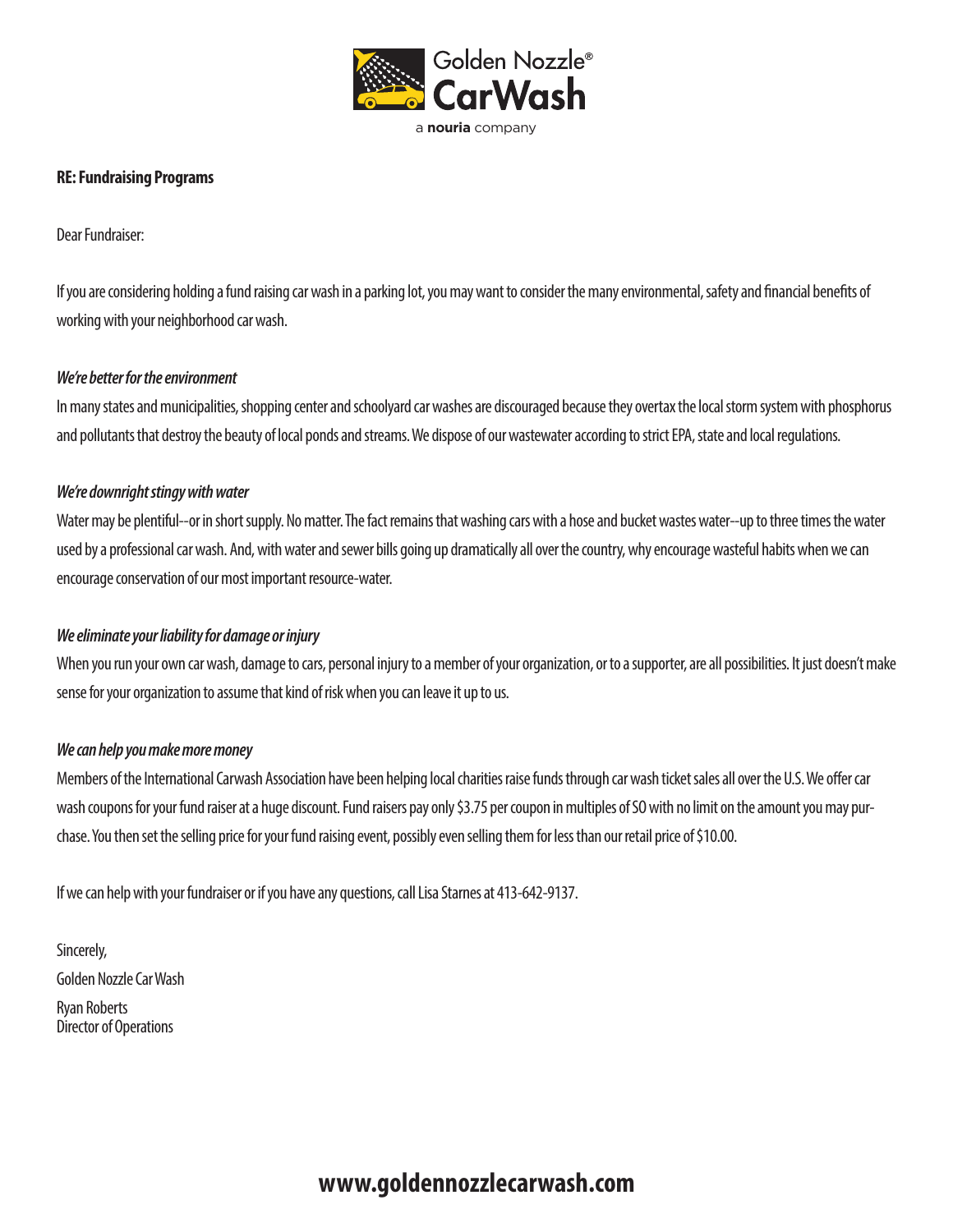Golden Nozzle®
CarWash
a **nouria** company

**RE: Fundraising Programs**

Dear Fundraiser:

If you are considering holding a fund raising car wash in a parking lot, you may want to consider the many environmental, safety and financial benefits of working with your neighborhood car wash.

***We're better for the environment***

In many states and municipalities, shopping center and schoolyard car washes are discouraged because they overtax the local storm system with phosphorus and pollutants that destroy the beauty of local ponds and streams. We dispose of our wastewater according to strict EPA, state and local regulations.

***We're downright stingy with water***

Water may be plentiful--or in short supply. No matter. The fact remains that washing cars with a hose and bucket wastes water--up to three times the water used by a professional car wash. And, with water and sewer bills going up dramatically all over the country, why encourage wasteful habits when we can encourage conservation of our most important resource-water.

***We eliminate your liability for damage or injury***

When you run your own car wash, damage to cars, personal injury to a member of your organization, or to a supporter, are all possibilities. It just doesn't make sense for your organization to assume that kind of risk when you can leave it up to us.

***We can help you make more money***

Members of the International Carwash Association have been helping local charities raise funds through car wash ticket sales all over the U.S. We offer car wash coupons for your fund raiser at a huge discount. Fund raisers pay only $3.75 per coupon in multiples of 5O with no limit on the amount you may purchase. You then set the selling price for your fund raising event, possibly even selling them for less than our retail price of $10.00.

If we can help with your fundraiser or if you have any questions, call Lisa Starnes at 413-642-9137.

Sincerely,

Golden Nozzle Car Wash

Ryan Roberts
Director of Operations

**www.goldennozzlecarwash.com**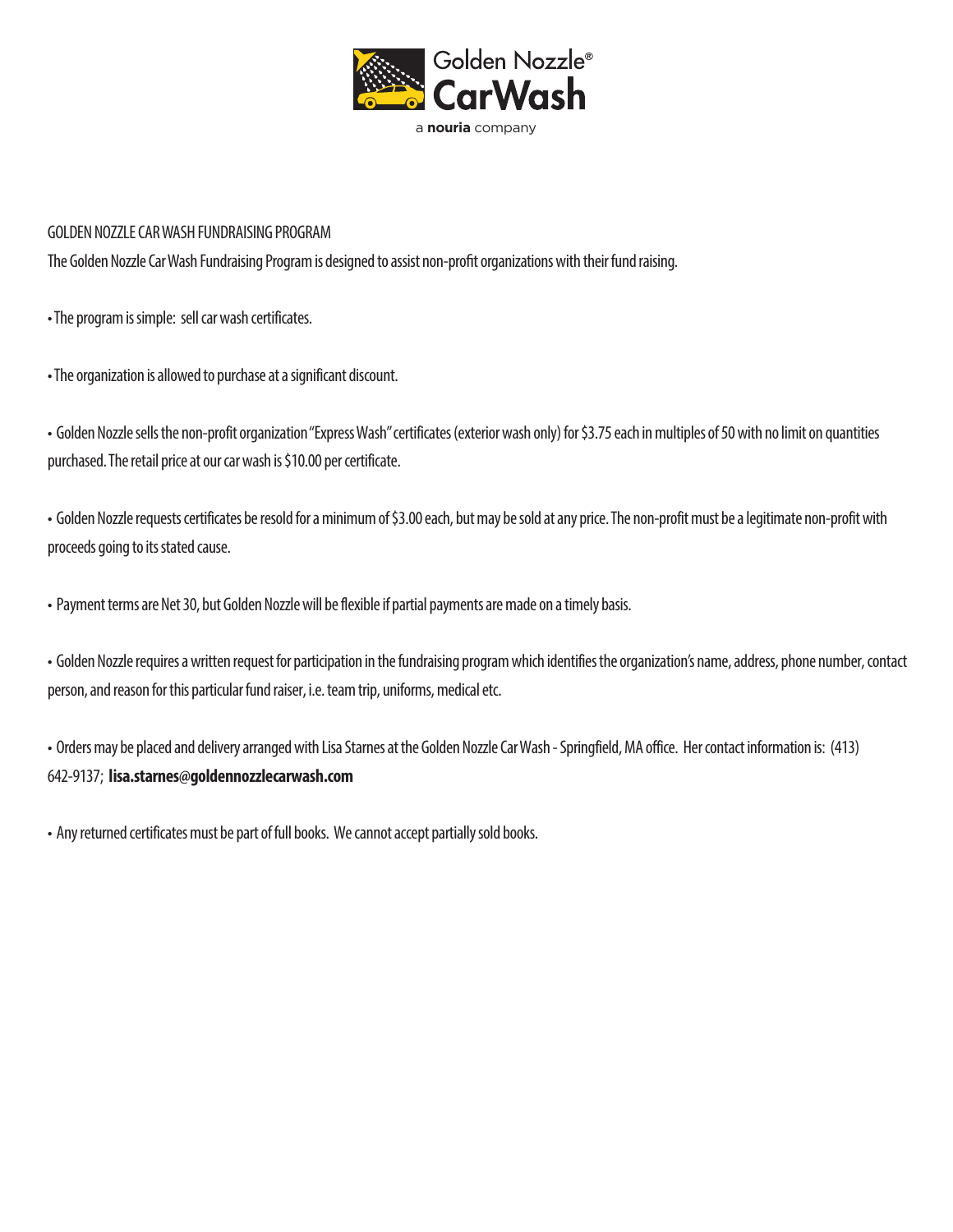Golden Nozzle® CarWash

a **nouria** company

GOLDEN NOZZLE CAR WASH FUNDRAISING PROGRAM

The Golden Nozzle Car Wash Fundraising Program is designed to assist non-profit organizations with their fund raising.

- The program is simple: sell car wash certificates.

- The organization is allowed to purchase at a significant discount.

- Golden Nozzle sells the non-profit organization "Express Wash" certificates (exterior wash only) for $3.75 each in multiples of 50 with no limit on quantities purchased. The retail price at our car wash is $10.00 per certificate.

- Golden Nozzle requests certificates be resold for a minimum of $3.00 each, but may be sold at any price. The non-profit must be a legitimate non-profit with proceeds going to its stated cause.

- Payment terms are Net 30, but Golden Nozzle will be flexible if partial payments are made on a timely basis.

- Golden Nozzle requires a written request for participation in the fundraising program which identifies the organization's name, address, phone number, contact person, and reason for this particular fund raiser, i.e. team trip, uniforms, medical etc.

- Orders may be placed and delivery arranged with Lisa Starnes at the Golden Nozzle Car Wash - Springfield, MA office. Her contact information is: (413) 642-9137; **lisa.starnes@goldennozzlecarwash.com**

- Any returned certificates must be part of full books. We cannot accept partially sold books.